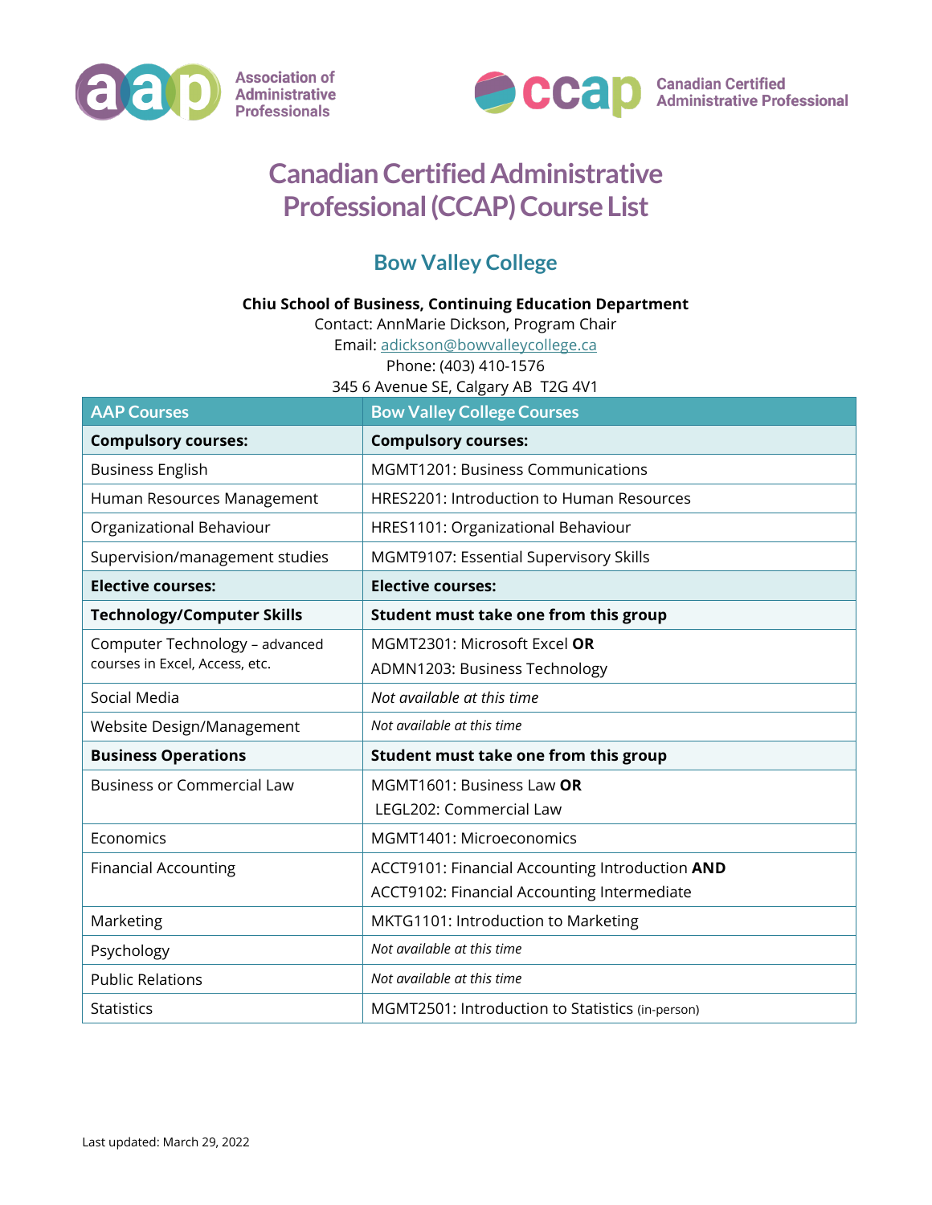Association of Administrative Professionals

Canadian Certified Administrative Professional

# Canadian Certified Administrative Professional (CCAP) Course List

## Bow Valley College

**Chiu School of Business, Continuing Education Department**
Contact: AnnMarie Dickson, Program Chair
Email: adickson@bowvalleycollege.ca
Phone: (403) 410-1576
345 6 Avenue SE, Calgary AB T2G 4V1

| AAP Courses | Bow Valley College Courses |
|---|---|
| **Compulsory courses:** | **Compulsory courses:** |
| Business English | MGMT1201: Business Communications |
| Human Resources Management | HRES2201: Introduction to Human Resources |
| Organizational Behaviour | HRES1101: Organizational Behaviour |
| Supervision/management studies | MGMT9107: Essential Supervisory Skills |
| **Elective courses:** | **Elective courses:** |
| **Technology/Computer Skills** | **Student must take one from this group** |
| Computer Technology – advanced courses in Excel, Access, etc. | MGMT2301: Microsoft Excel **OR** ADMN1203: Business Technology |
| Social Media | *Not available at this time* |
| Website Design/Management | *Not available at this time* |
| **Business Operations** | **Student must take one from this group** |
| Business or Commercial Law | MGMT1601: Business Law **OR** LEGL202: Commercial Law |
| Economics | MGMT1401: Microeconomics |
| Financial Accounting | ACCT9101: Financial Accounting Introduction **AND** ACCT9102: Financial Accounting Intermediate |
| Marketing | MKTG1101: Introduction to Marketing |
| Psychology | *Not available at this time* |
| Public Relations | *Not available at this time* |
| Statistics | MGMT2501: Introduction to Statistics (in-person) |

Last updated: March 29, 2022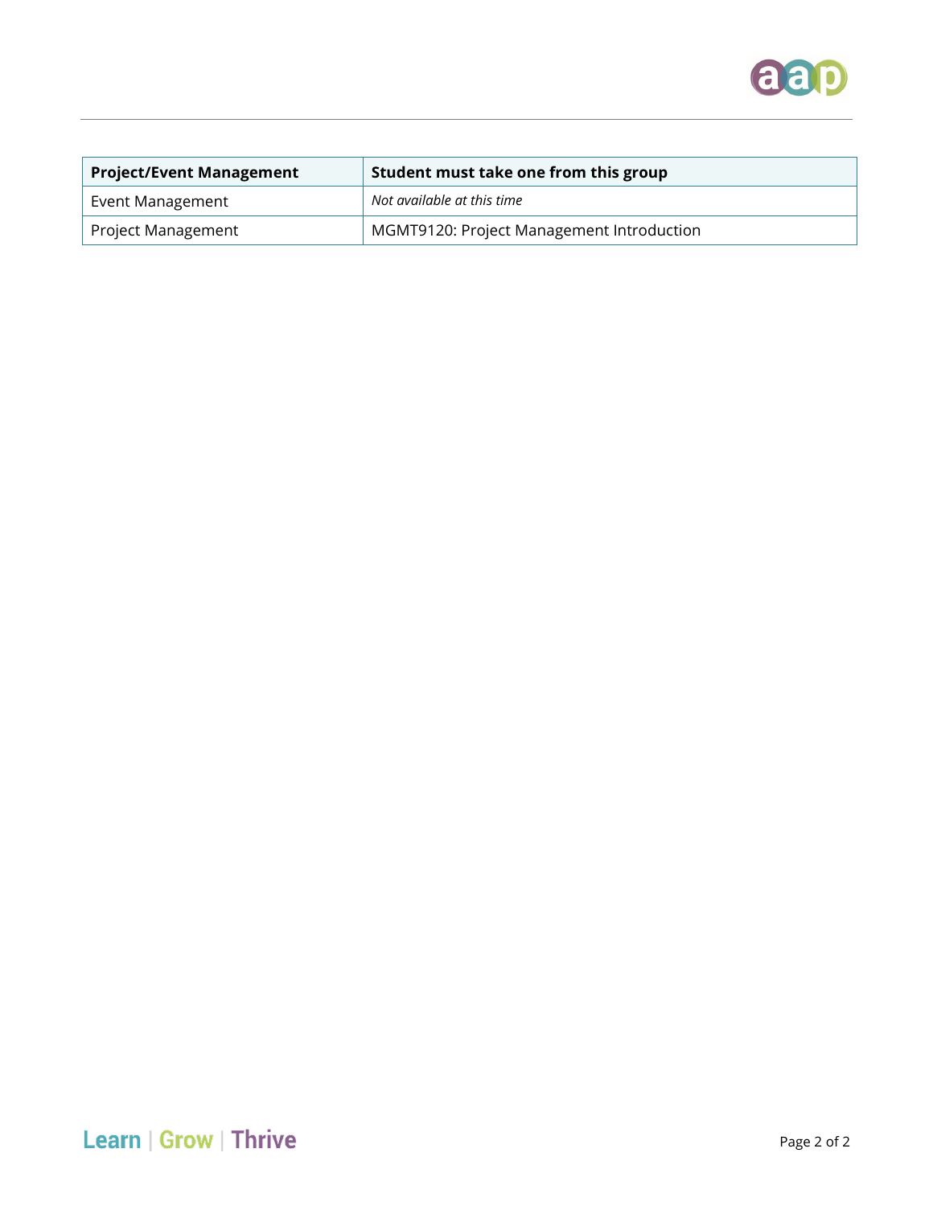| **Project/Event Management** | **Student must take one from this group** |
| --- | --- |
| Event Management | *Not available at this time* |
| Project Management | MGMT9120: Project Management Introduction |